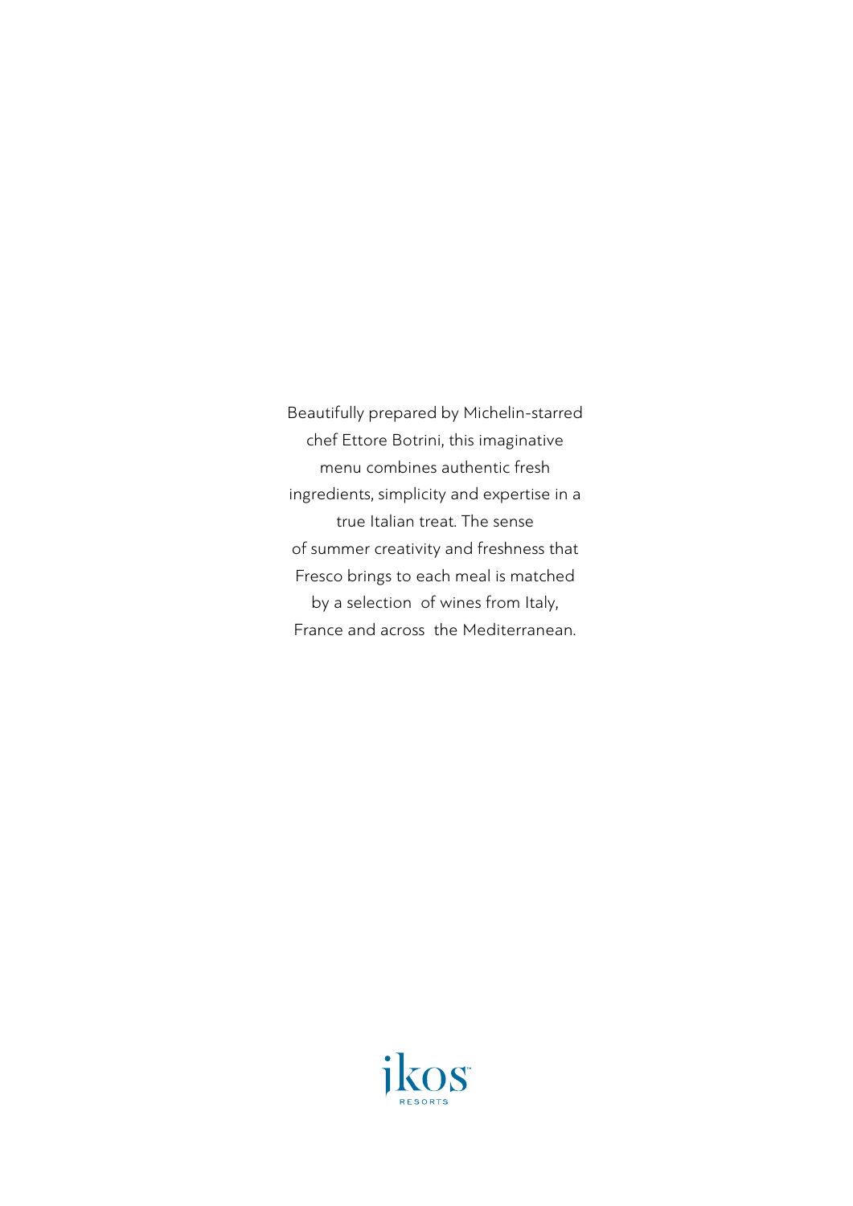Beautifully prepared by Michelin-starred chef Ettore Botrini, this imaginative menu combines authentic fresh ingredients, simplicity and expertise in a true Italian treat. The sense of summer creativity and freshness that Fresco brings to each meal is matched by a selection of wines from Italy, France and across the Mediterranean.

ikos RESORTS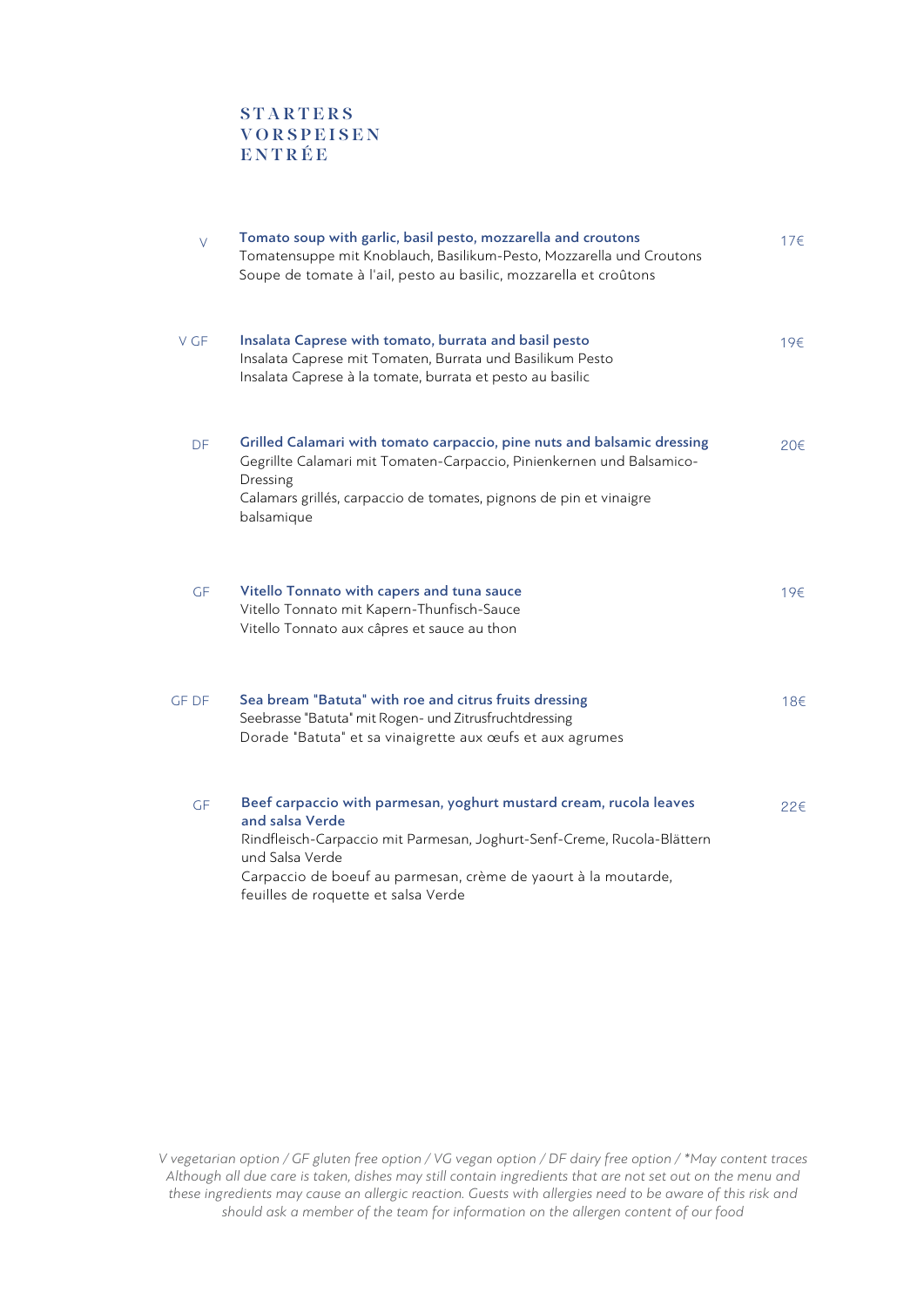# STARTERS
# VORSPEISEN
# ENTRÉE

V **Tomato soup with garlic, basil pesto, mozzarella and croutons** 17€
Tomatensuppe mit Knoblauch, Basilikum-Pesto, Mozzarella und Croutons
Soupe de tomate à l'ail, pesto au basilic, mozzarella et croûtons

V GF **Insalata Caprese with tomato, burrata and basil pesto** 19€
Insalata Caprese mit Tomaten, Burrata und Basilikum Pesto
Insalata Caprese à la tomate, burrata et pesto au basilic

DF **Grilled Calamari with tomato carpaccio, pine nuts and balsamic dressing** 20€
Gegrillte Calamari mit Tomaten-Carpaccio, Pinienkernen und Balsamico-Dressing
Calamars grillés, carpaccio de tomates, pignons de pin et vinaigre balsamique

GF **Vitello Tonnato with capers and tuna sauce** 19€
Vitello Tonnato mit Kapern-Thunfisch-Sauce
Vitello Tonnato aux câpres et sauce au thon

GF DF **Sea bream "Batuta" with roe and citrus fruits dressing** 18€
Seebrasse "Batuta" mit Rogen- und Zitrusfruchtdressing
Dorade "Batuta" et sa vinaigrette aux œufs et aux agrumes

GF **Beef carpaccio with parmesan, yoghurt mustard cream, rucola leaves and salsa Verde** 22€
Rindfleisch-Carpaccio mit Parmesan, Joghurt-Senf-Creme, Rucola-Blättern und Salsa Verde
Carpaccio de boeuf au parmesan, crème de yaourt à la moutarde, feuilles de roquette et salsa Verde

*V vegetarian option / GF gluten free option / VG vegan option / DF dairy free option / *May content traces Although all due care is taken, dishes may still contain ingredients that are not set out on the menu and these ingredients may cause an allergic reaction. Guests with allergies need to be aware of this risk and should ask a member of the team for information on the allergen content of our food*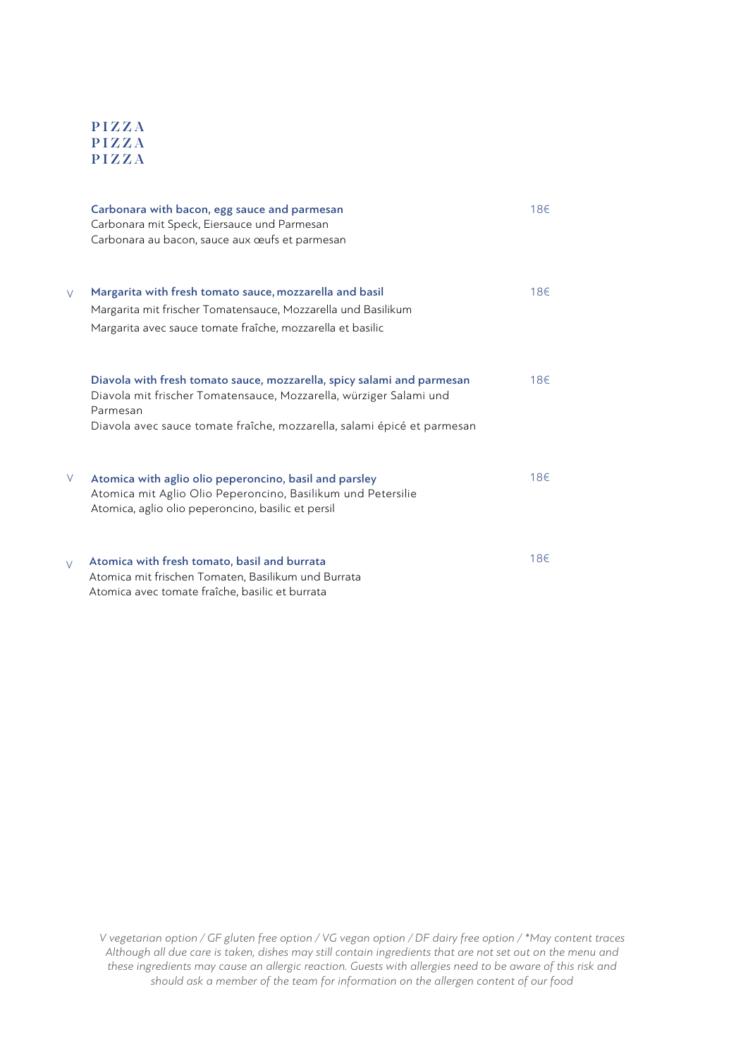# PIZZA
# PIZZA
# PIZZA

**Carbonara with bacon, egg sauce and parmesan** 18€
Carbonara mit Speck, Eiersauce und Parmesan
Carbonara au bacon, sauce aux œufs et parmesan

V **Margarita with fresh tomato sauce, mozzarella and basil** 18€
Margarita mit frischer Tomatensauce, Mozzarella und Basilikum
Margarita avec sauce tomate fraîche, mozzarella et basilic

**Diavola with fresh tomato sauce, mozzarella, spicy salami and parmesan** 18€
Diavola mit frischer Tomatensauce, Mozzarella, würziger Salami und Parmesan
Diavola avec sauce tomate fraîche, mozzarella, salami épicé et parmesan

V **Atomica with aglio olio peperoncino, basil and parsley** 18€
Atomica mit Aglio Olio Peperoncino, Basilikum und Petersilie
Atomica, aglio olio peperoncino, basilic et persil

V **Atomica with fresh tomato, basil and burrata** 18€
Atomica mit frischen Tomaten, Basilikum und Burrata
Atomica avec tomate fraîche, basilic et burrata

*V vegetarian option / GF gluten free option / VG vegan option / DF dairy free option / *May content traces Although all due care is taken, dishes may still contain ingredients that are not set out on the menu and these ingredients may cause an allergic reaction. Guests with allergies need to be aware of this risk and should ask a member of the team for information on the allergen content of our food*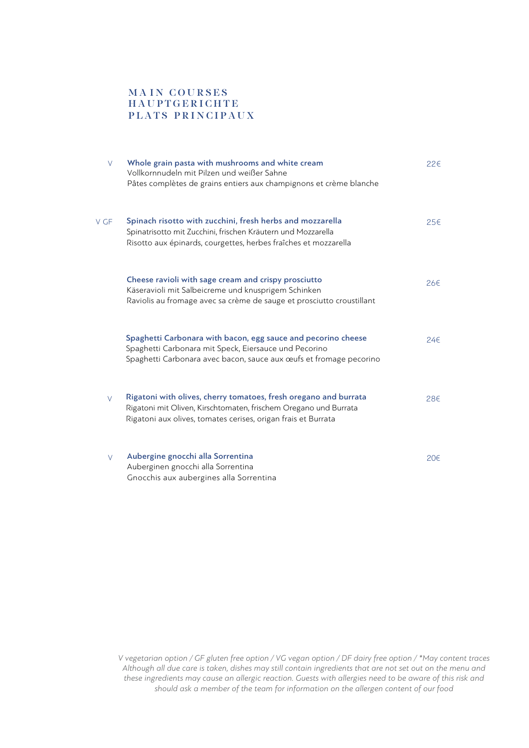# MAIN COURSES
# HAUPTGERICHTE
# PLATS PRINCIPAUX

V **Whole grain pasta with mushrooms and white cream** 22€
Vollkornnudeln mit Pilzen und weißer Sahne
Pâtes complètes de grains entiers aux champignons et crème blanche

V GF **Spinach risotto with zucchini, fresh herbs and mozzarella** 25€
Spinatrisotto mit Zucchini, frischen Kräutern und Mozzarella
Risotto aux épinards, courgettes, herbes fraîches et mozzarella

**Cheese ravioli with sage cream and crispy prosciutto** 26€
Käseravioli mit Salbeicreme und knusprigem Schinken
Raviolis au fromage avec sa crème de sauge et prosciutto croustillant

**Spaghetti Carbonara with bacon, egg sauce and pecorino cheese** 24€
Spaghetti Carbonara mit Speck, Eiersauce und Pecorino
Spaghetti Carbonara avec bacon, sauce aux œufs et fromage pecorino

V **Rigatoni with olives, cherry tomatoes, fresh oregano and burrata** 28€
Rigatoni mit Oliven, Kirschtomaten, frischem Oregano und Burrata
Rigatoni aux olives, tomates cerises, origan frais et Burrata

V **Aubergine gnocchi alla Sorrentina** 20€
Auberginen gnocchi alla Sorrentina
Gnocchis aux aubergines alla Sorrentina

*V vegetarian option / GF gluten free option / VG vegan option / DF dairy free option / *May content traces*
*Although all due care is taken, dishes may still contain ingredients that are not set out on the menu and these ingredients may cause an allergic reaction. Guests with allergies need to be aware of this risk and should ask a member of the team for information on the allergen content of our food*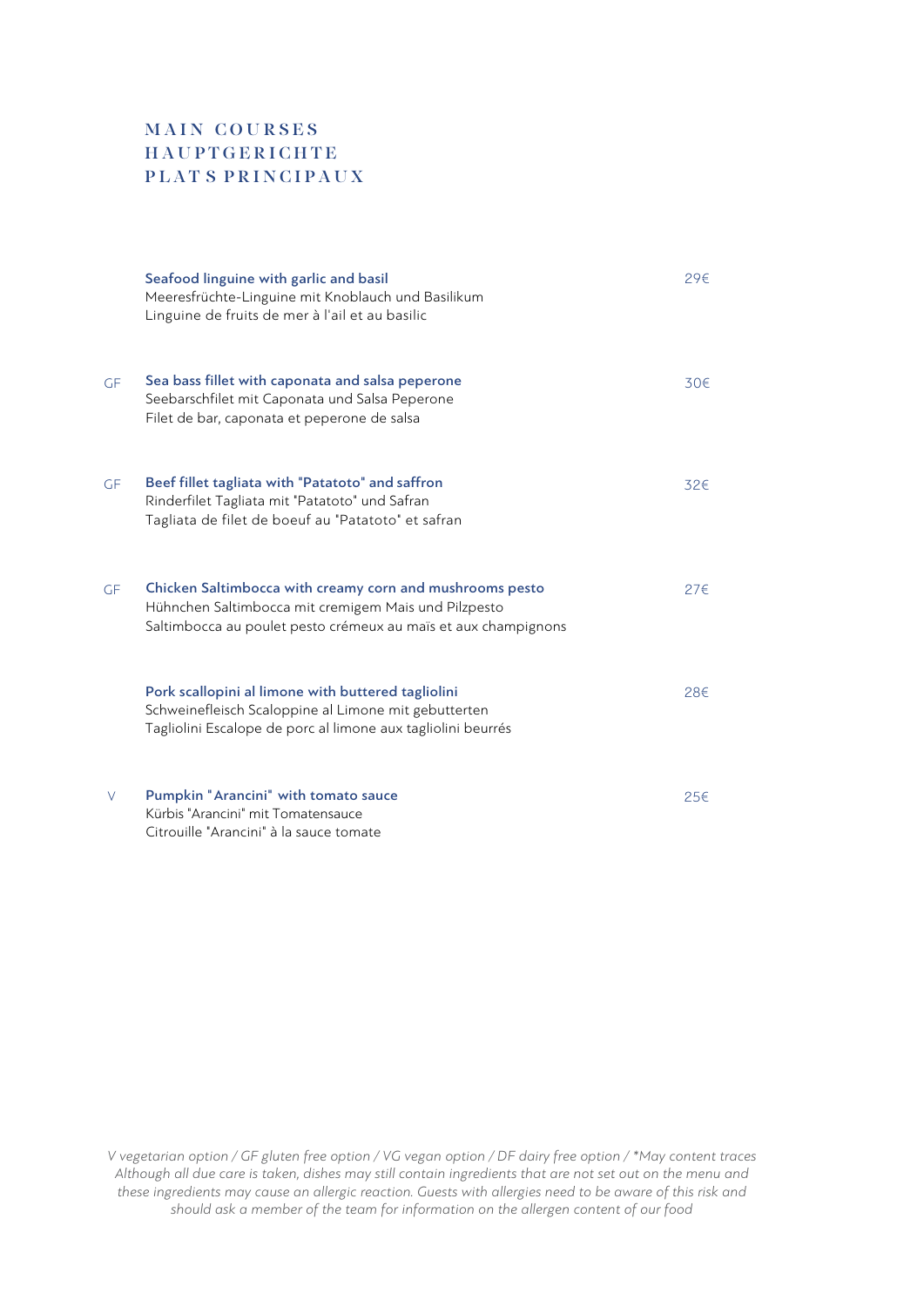# MAIN COURSES
# HAUPTGERICHTE
# PLATS PRINCIPAUX

**Seafood linguine with garlic and basil** — 29€
Meeresfrüchte-Linguine mit Knoblauch und Basilikum
Linguine de fruits de mer à l'ail et au basilic

GF **Sea bass fillet with caponata and salsa peperone** — 30€
Seebarschfilet mit Caponata und Salsa Peperone
Filet de bar, caponata et peperone de salsa

GF **Beef fillet tagliata with "Patatoto" and saffron** — 32€
Rinderfilet Tagliata mit "Patatoto" und Safran
Tagliata de filet de boeuf au "Patatoto" et safran

GF **Chicken Saltimbocca with creamy corn and mushrooms pesto** — 27€
Hühnchen Saltimbocca mit cremigem Mais und Pilzpesto
Saltimbocca au poulet pesto crémeux au maïs et aux champignons

**Pork scallopini al limone with buttered tagliolini** — 28€
Schweinefleisch Scaloppine al Limone mit gebutterten
Tagliolini Escalope de porc al limone aux tagliolini beurrés

V **Pumpkin "Arancini" with tomato sauce** — 25€
Kürbis "Arancini" mit Tomatensauce
Citrouille "Arancini" à la sauce tomate

*V vegetarian option / GF gluten free option / VG vegan option / DF dairy free option / *May content traces*
*Although all due care is taken, dishes may still contain ingredients that are not set out on the menu and these ingredients may cause an allergic reaction. Guests with allergies need to be aware of this risk and should ask a member of the team for information on the allergen content of our food*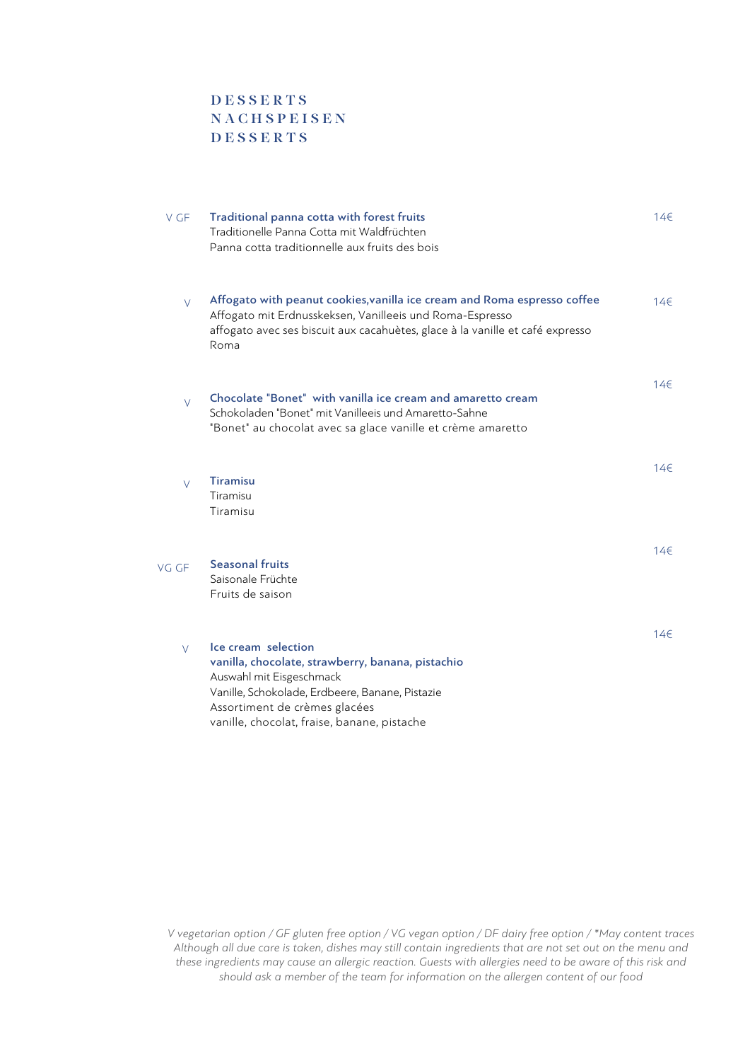# DESSERTS
# NACHSPEISEN
# DESSERTS

V GF **Traditional panna cotta with forest fruits** 14€
Traditionelle Panna Cotta mit Waldfrüchten
Panna cotta traditionnelle aux fruits des bois

V **Affogato with peanut cookies,vanilla ice cream and Roma espresso coffee** 14€
Affogato mit Erdnusskeksen, Vanilleeis und Roma-Espresso
affogato avec ses biscuit aux cacahuètes, glace à la vanille et café expresso Roma

V **Chocolate "Bonet" with vanilla ice cream and amaretto cream** 14€
Schokoladen "Bonet" mit Vanilleeis und Amaretto-Sahne
"Bonet" au chocolat avec sa glace vanille et crème amaretto

V **Tiramisu** 14€
Tiramisu
Tiramisu

VG GF **Seasonal fruits** 14€
Saisonale Früchte
Fruits de saison

V **Ice cream selection** 14€
**vanilla, chocolate, strawberry, banana, pistachio**
Auswahl mit Eisgeschmack
Vanille, Schokolade, Erdbeere, Banane, Pistazie
Assortiment de crèmes glacées
vanille, chocolat, fraise, banane, pistache

*V vegetarian option / GF gluten free option / VG vegan option / DF dairy free option / *May content traces Although all due care is taken, dishes may still contain ingredients that are not set out on the menu and these ingredients may cause an allergic reaction. Guests with allergies need to be aware of this risk and should ask a member of the team for information on the allergen content of our food*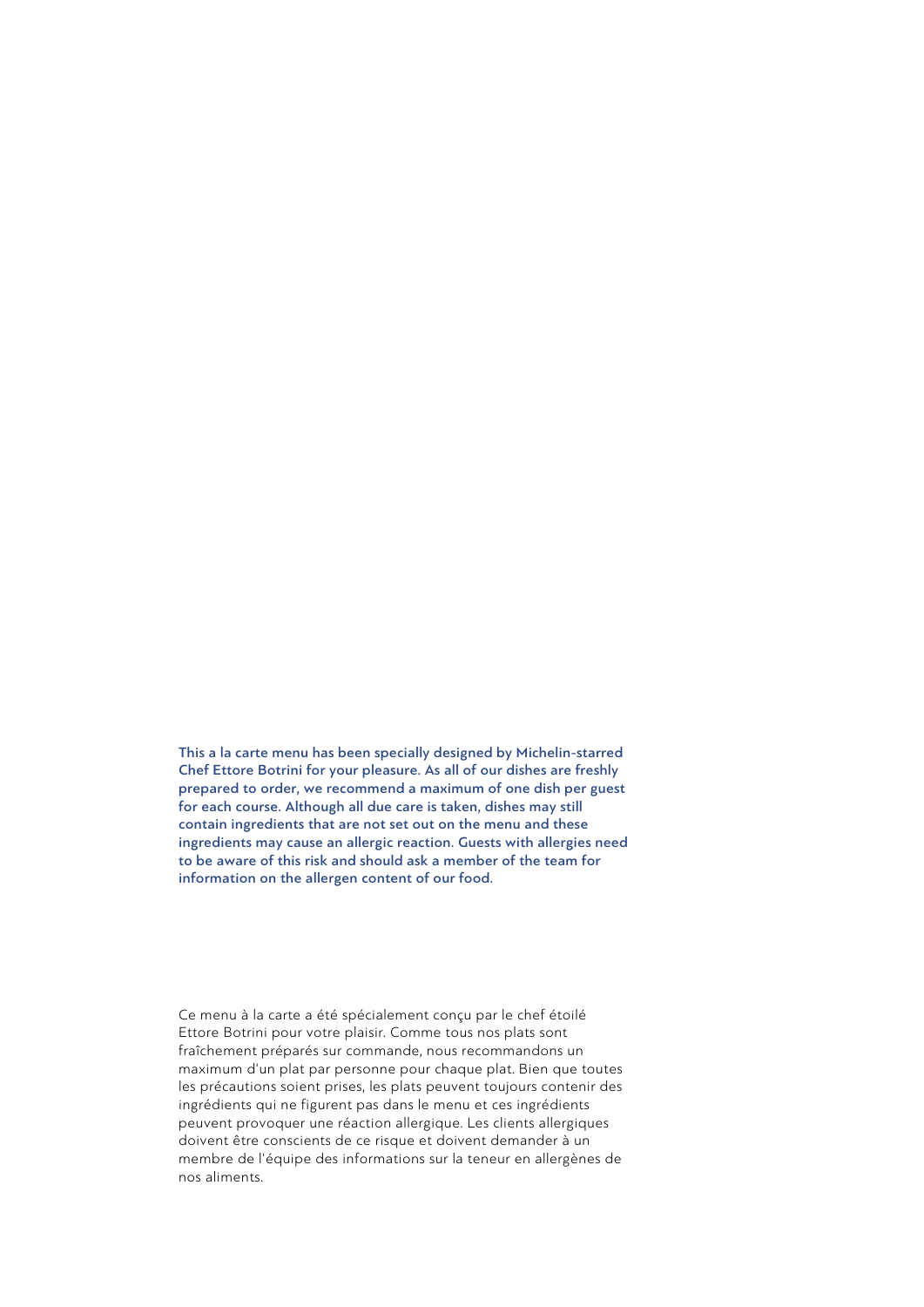**This a la carte menu has been specially designed by Michelin-starred Chef Ettore Botrini for your pleasure. As all of our dishes are freshly prepared to order, we recommend a maximum of one dish per guest for each course. Although all due care is taken, dishes may still contain ingredients that are not set out on the menu and these ingredients may cause an allergic reaction. Guests with allergies need to be aware of this risk and should ask a member of the team for information on the allergen content of our food.**

Ce menu à la carte a été spécialement conçu par le chef étoilé Ettore Botrini pour votre plaisir. Comme tous nos plats sont fraîchement préparés sur commande, nous recommandons un maximum d'un plat par personne pour chaque plat. Bien que toutes les précautions soient prises, les plats peuvent toujours contenir des ingrédients qui ne figurent pas dans le menu et ces ingrédients peuvent provoquer une réaction allergique. Les clients allergiques doivent être conscients de ce risque et doivent demander à un membre de l'équipe des informations sur la teneur en allergènes de nos aliments.